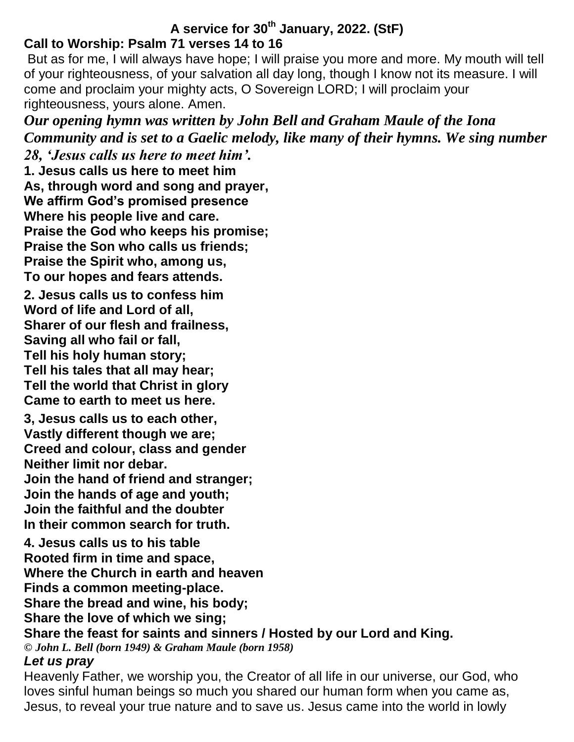**A service for 30th January, 2022. (StF)**

**Call to Worship: Psalm 71 verses 14 to 16**

But as for me, I will always have hope; I will praise you more and more. My mouth will tell of your righteousness, of your salvation all day long, though I know not its measure. I will come and proclaim your mighty acts, O Sovereign LORD; I will proclaim your righteousness, yours alone. Amen.

***Our opening hymn was written by John Bell and Graham Maule of the Iona Community and is set to a Gaelic melody, like many of their hymns. We sing number 28, 'Jesus calls us here to meet him'.***

**1. Jesus calls us here to meet him**
**As, through word and song and prayer,**
**We affirm God's promised presence**
**Where his people live and care.**
**Praise the God who keeps his promise;**
**Praise the Son who calls us friends;**
**Praise the Spirit who, among us,**
**To our hopes and fears attends.**

**2. Jesus calls us to confess him**
**Word of life and Lord of all,**
**Sharer of our flesh and frailness,**
**Saving all who fail or fall,**
**Tell his holy human story;**
**Tell his tales that all may hear;**
**Tell the world that Christ in glory**
**Came to earth to meet us here.**

**3, Jesus calls us to each other,**
**Vastly different though we are;**
**Creed and colour, class and gender**
**Neither limit nor debar.**
**Join the hand of friend and stranger;**
**Join the hands of age and youth;**
**Join the faithful and the doubter**
**In their common search for truth.**

**4. Jesus calls us to his table**
**Rooted firm in time and space,**
**Where the Church in earth and heaven**
**Finds a common meeting-place.**
**Share the bread and wine, his body;**
**Share the love of which we sing;**
**Share the feast for saints and sinners / Hosted by our Lord and King.**

***© John L. Bell (born 1949) & Graham Maule (born 1958)***

***Let us pray***

Heavenly Father, we worship you, the Creator of all life in our universe, our God, who loves sinful human beings so much you shared our human form when you came as, Jesus, to reveal your true nature and to save us. Jesus came into the world in lowly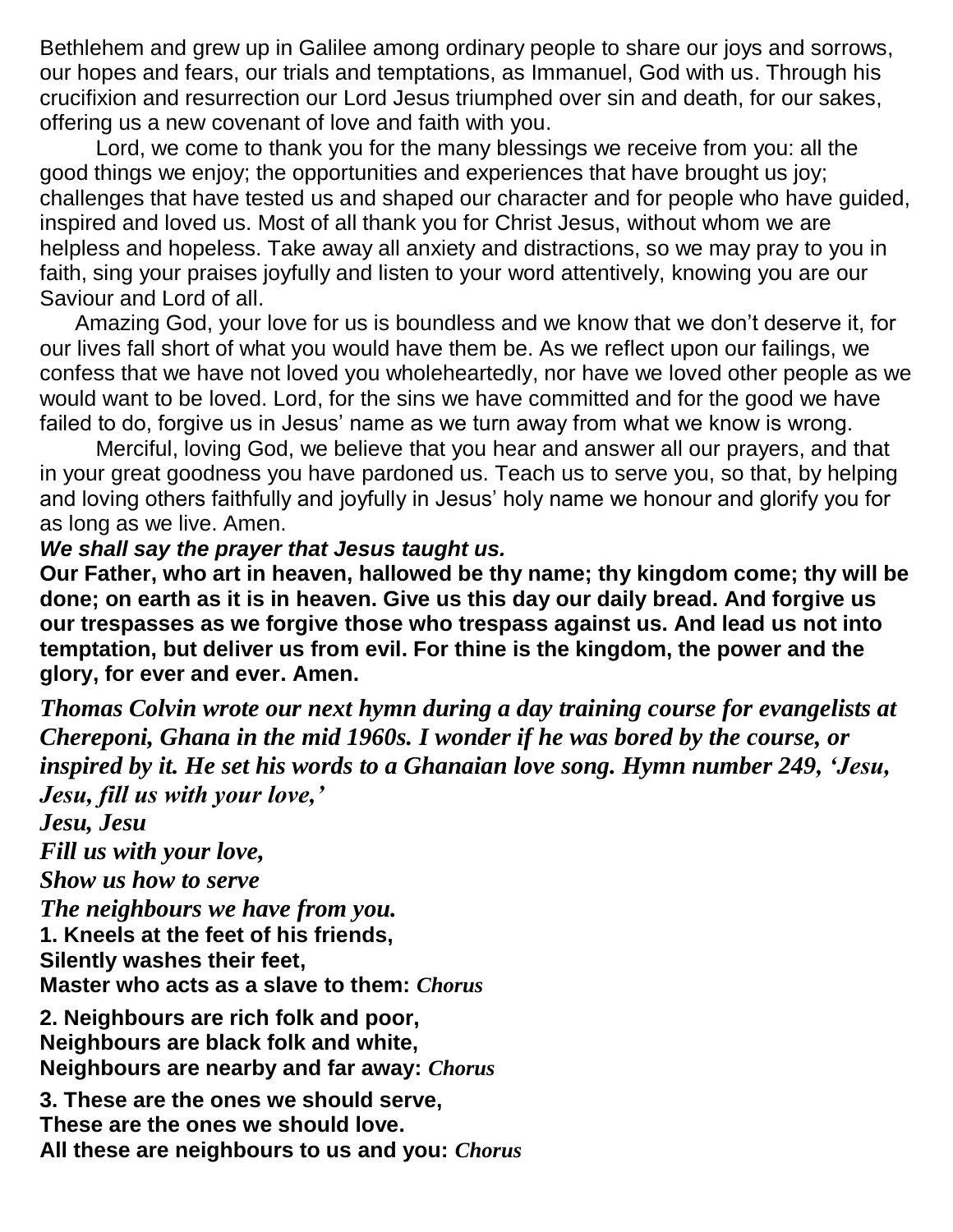Bethlehem and grew up in Galilee among ordinary people to share our joys and sorrows, our hopes and fears, our trials and temptations, as Immanuel, God with us. Through his crucifixion and resurrection our Lord Jesus triumphed over sin and death, for our sakes, offering us a new covenant of love and faith with you.

Lord, we come to thank you for the many blessings we receive from you: all the good things we enjoy; the opportunities and experiences that have brought us joy; challenges that have tested us and shaped our character and for people who have guided, inspired and loved us. Most of all thank you for Christ Jesus, without whom we are helpless and hopeless. Take away all anxiety and distractions, so we may pray to you in faith, sing your praises joyfully and listen to your word attentively, knowing you are our Saviour and Lord of all.

Amazing God, your love for us is boundless and we know that we don't deserve it, for our lives fall short of what you would have them be. As we reflect upon our failings, we confess that we have not loved you wholeheartedly, nor have we loved other people as we would want to be loved. Lord, for the sins we have committed and for the good we have failed to do, forgive us in Jesus' name as we turn away from what we know is wrong.

Merciful, loving God, we believe that you hear and answer all our prayers, and that in your great goodness you have pardoned us. Teach us to serve you, so that, by helping and loving others faithfully and joyfully in Jesus' holy name we honour and glorify you for as long as we live. Amen.

***We shall say the prayer that Jesus taught us.***

**Our Father, who art in heaven, hallowed be thy name; thy kingdom come; thy will be done; on earth as it is in heaven. Give us this day our daily bread. And forgive us our trespasses as we forgive those who trespass against us. And lead us not into temptation, but deliver us from evil. For thine is the kingdom, the power and the glory, for ever and ever. Amen.**

***Thomas Colvin wrote our next hymn during a day training course for evangelists at Chereponi, Ghana in the mid 1960s. I wonder if he was bored by the course, or inspired by it. He set his words to a Ghanaian love song. Hymn number 249, 'Jesu, Jesu, fill us with your love,'***

***Jesu, Jesu***
***Fill us with your love,***
***Show us how to serve***
***The neighbours we have from you.***

**1. Kneels at the feet of his friends,**
**Silently washes their feet,**
**Master who acts as a slave to them:** ***Chorus***

**2. Neighbours are rich folk and poor,**
**Neighbours are black folk and white,**
**Neighbours are nearby and far away:** ***Chorus***

**3. These are the ones we should serve,**
**These are the ones we should love.**
**All these are neighbours to us and you:** ***Chorus***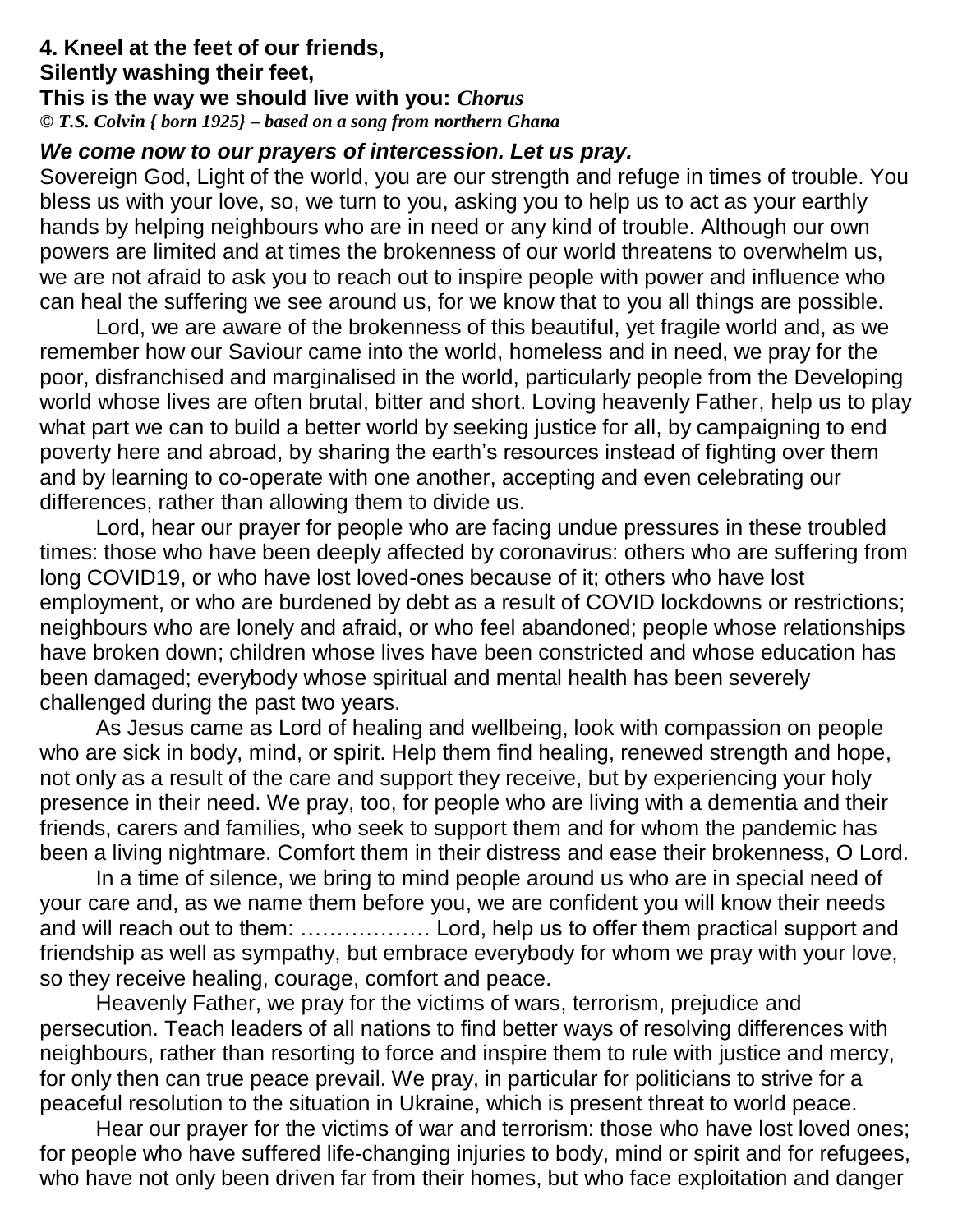**4. Kneel at the feet of our friends,**
**Silently washing their feet,**
**This is the way we should live with you:** ***Chorus***
***© T.S. Colvin { born 1925} – based on a song from northern Ghana***

***We come now to our prayers of intercession. Let us pray.***

Sovereign God, Light of the world, you are our strength and refuge in times of trouble. You bless us with your love, so, we turn to you, asking you to help us to act as your earthly hands by helping neighbours who are in need or any kind of trouble. Although our own powers are limited and at times the brokenness of our world threatens to overwhelm us, we are not afraid to ask you to reach out to inspire people with power and influence who can heal the suffering we see around us, for we know that to you all things are possible.

Lord, we are aware of the brokenness of this beautiful, yet fragile world and, as we remember how our Saviour came into the world, homeless and in need, we pray for the poor, disfranchised and marginalised in the world, particularly people from the Developing world whose lives are often brutal, bitter and short. Loving heavenly Father, help us to play what part we can to build a better world by seeking justice for all, by campaigning to end poverty here and abroad, by sharing the earth's resources instead of fighting over them and by learning to co-operate with one another, accepting and even celebrating our differences, rather than allowing them to divide us.

Lord, hear our prayer for people who are facing undue pressures in these troubled times: those who have been deeply affected by coronavirus: others who are suffering from long COVID19, or who have lost loved-ones because of it; others who have lost employment, or who are burdened by debt as a result of COVID lockdowns or restrictions; neighbours who are lonely and afraid, or who feel abandoned; people whose relationships have broken down; children whose lives have been constricted and whose education has been damaged; everybody whose spiritual and mental health has been severely challenged during the past two years.

As Jesus came as Lord of healing and wellbeing, look with compassion on people who are sick in body, mind, or spirit. Help them find healing, renewed strength and hope, not only as a result of the care and support they receive, but by experiencing your holy presence in their need. We pray, too, for people who are living with a dementia and their friends, carers and families, who seek to support them and for whom the pandemic has been a living nightmare. Comfort them in their distress and ease their brokenness, O Lord.

In a time of silence, we bring to mind people around us who are in special need of your care and, as we name them before you, we are confident you will know their needs and will reach out to them: ……………… Lord, help us to offer them practical support and friendship as well as sympathy, but embrace everybody for whom we pray with your love, so they receive healing, courage, comfort and peace.

Heavenly Father, we pray for the victims of wars, terrorism, prejudice and persecution. Teach leaders of all nations to find better ways of resolving differences with neighbours, rather than resorting to force and inspire them to rule with justice and mercy, for only then can true peace prevail. We pray, in particular for politicians to strive for a peaceful resolution to the situation in Ukraine, which is present threat to world peace.

Hear our prayer for the victims of war and terrorism: those who have lost loved ones; for people who have suffered life-changing injuries to body, mind or spirit and for refugees, who have not only been driven far from their homes, but who face exploitation and danger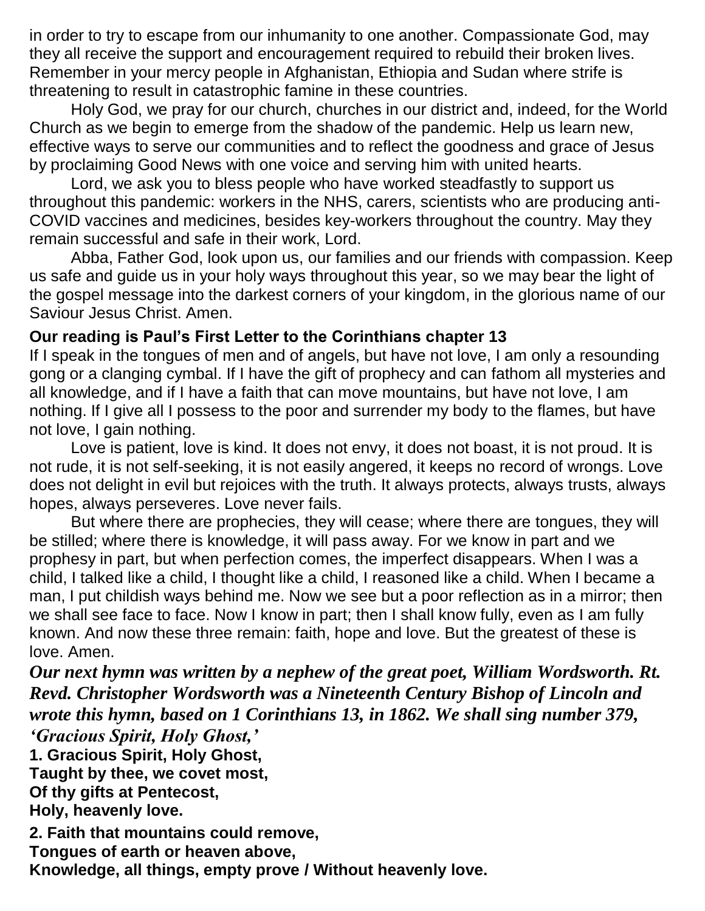in order to try to escape from our inhumanity to one another. Compassionate God, may they all receive the support and encouragement required to rebuild their broken lives. Remember in your mercy people in Afghanistan, Ethiopia and Sudan where strife is threatening to result in catastrophic famine in these countries.

Holy God, we pray for our church, churches in our district and, indeed, for the World Church as we begin to emerge from the shadow of the pandemic. Help us learn new, effective ways to serve our communities and to reflect the goodness and grace of Jesus by proclaiming Good News with one voice and serving him with united hearts.

Lord, we ask you to bless people who have worked steadfastly to support us throughout this pandemic: workers in the NHS, carers, scientists who are producing anti-COVID vaccines and medicines, besides key-workers throughout the country. May they remain successful and safe in their work, Lord.

Abba, Father God, look upon us, our families and our friends with compassion. Keep us safe and guide us in your holy ways throughout this year, so we may bear the light of the gospel message into the darkest corners of your kingdom, in the glorious name of our Saviour Jesus Christ. Amen.

**Our reading is Paul's First Letter to the Corinthians chapter 13**

If I speak in the tongues of men and of angels, but have not love, I am only a resounding gong or a clanging cymbal. If I have the gift of prophecy and can fathom all mysteries and all knowledge, and if I have a faith that can move mountains, but have not love, I am nothing. If I give all I possess to the poor and surrender my body to the flames, but have not love, I gain nothing.

Love is patient, love is kind. It does not envy, it does not boast, it is not proud. It is not rude, it is not self-seeking, it is not easily angered, it keeps no record of wrongs. Love does not delight in evil but rejoices with the truth. It always protects, always trusts, always hopes, always perseveres. Love never fails.

But where there are prophecies, they will cease; where there are tongues, they will be stilled; where there is knowledge, it will pass away. For we know in part and we prophesy in part, but when perfection comes, the imperfect disappears. When I was a child, I talked like a child, I thought like a child, I reasoned like a child. When I became a man, I put childish ways behind me. Now we see but a poor reflection as in a mirror; then we shall see face to face. Now I know in part; then I shall know fully, even as I am fully known. And now these three remain: faith, hope and love. But the greatest of these is love. Amen.

***Our next hymn was written by a nephew of the great poet, William Wordsworth. Rt. Revd. Christopher Wordsworth was a Nineteenth Century Bishop of Lincoln and wrote this hymn, based on 1 Corinthians 13, in 1862. We shall sing number 379, 'Gracious Spirit, Holy Ghost,'***

**1. Gracious Spirit, Holy Ghost,**
**Taught by thee, we covet most,**
**Of thy gifts at Pentecost,**
**Holy, heavenly love.**

**2. Faith that mountains could remove,**
**Tongues of earth or heaven above,**
**Knowledge, all things, empty prove / Without heavenly love.**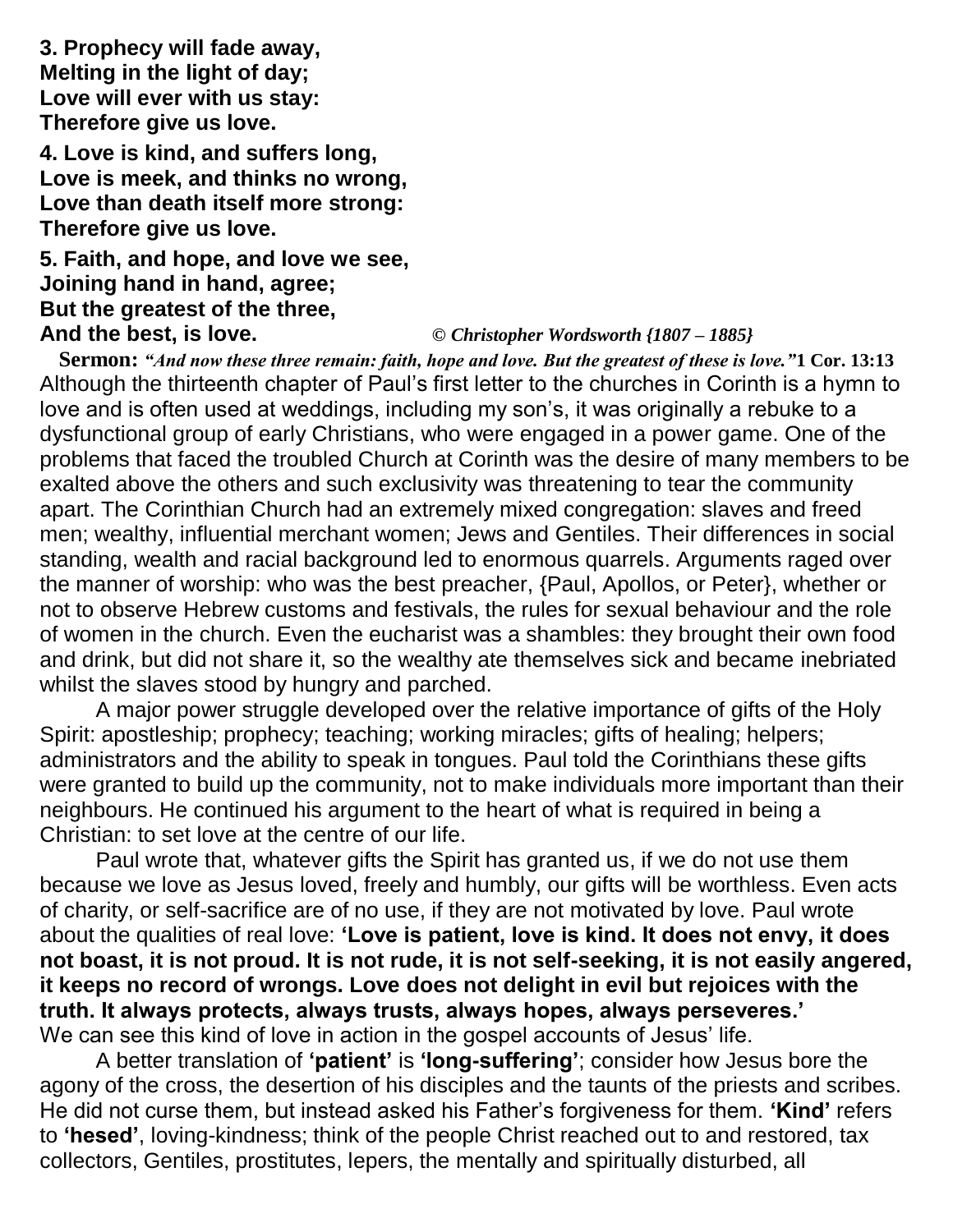**3. Prophecy will fade away,**
**Melting in the light of day;**
**Love will ever with us stay:**
**Therefore give us love.**

**4. Love is kind, and suffers long,**
**Love is meek, and thinks no wrong,**
**Love than death itself more strong:**
**Therefore give us love.**

**5. Faith, and hope, and love we see,**
**Joining hand in hand, agree;**
**But the greatest of the three,**
**And the best, is love.** *© Christopher Wordsworth {1807 – 1885}*

**Sermon:** ***"And now these three remain: faith, hope and love. But the greatest of these is love."*** **1 Cor. 13:13**

Although the thirteenth chapter of Paul's first letter to the churches in Corinth is a hymn to love and is often used at weddings, including my son's, it was originally a rebuke to a dysfunctional group of early Christians, who were engaged in a power game. One of the problems that faced the troubled Church at Corinth was the desire of many members to be exalted above the others and such exclusivity was threatening to tear the community apart. The Corinthian Church had an extremely mixed congregation: slaves and freed men; wealthy, influential merchant women; Jews and Gentiles. Their differences in social standing, wealth and racial background led to enormous quarrels. Arguments raged over the manner of worship: who was the best preacher, {Paul, Apollos, or Peter}, whether or not to observe Hebrew customs and festivals, the rules for sexual behaviour and the role of women in the church. Even the eucharist was a shambles: they brought their own food and drink, but did not share it, so the wealthy ate themselves sick and became inebriated whilst the slaves stood by hungry and parched.

A major power struggle developed over the relative importance of gifts of the Holy Spirit: apostleship; prophecy; teaching; working miracles; gifts of healing; helpers; administrators and the ability to speak in tongues. Paul told the Corinthians these gifts were granted to build up the community, not to make individuals more important than their neighbours. He continued his argument to the heart of what is required in being a Christian: to set love at the centre of our life.

Paul wrote that, whatever gifts the Spirit has granted us, if we do not use them because we love as Jesus loved, freely and humbly, our gifts will be worthless. Even acts of charity, or self-sacrifice are of no use, if they are not motivated by love. Paul wrote about the qualities of real love: **'Love is patient, love is kind. It does not envy, it does not boast, it is not proud. It is not rude, it is not self-seeking, it is not easily angered, it keeps no record of wrongs. Love does not delight in evil but rejoices with the truth. It always protects, always trusts, always hopes, always perseveres.'** We can see this kind of love in action in the gospel accounts of Jesus' life.

A better translation of **'patient'** is **'long-suffering'**; consider how Jesus bore the agony of the cross, the desertion of his disciples and the taunts of the priests and scribes. He did not curse them, but instead asked his Father's forgiveness for them. **'Kind'** refers to **'hesed'**, loving-kindness; think of the people Christ reached out to and restored, tax collectors, Gentiles, prostitutes, lepers, the mentally and spiritually disturbed, all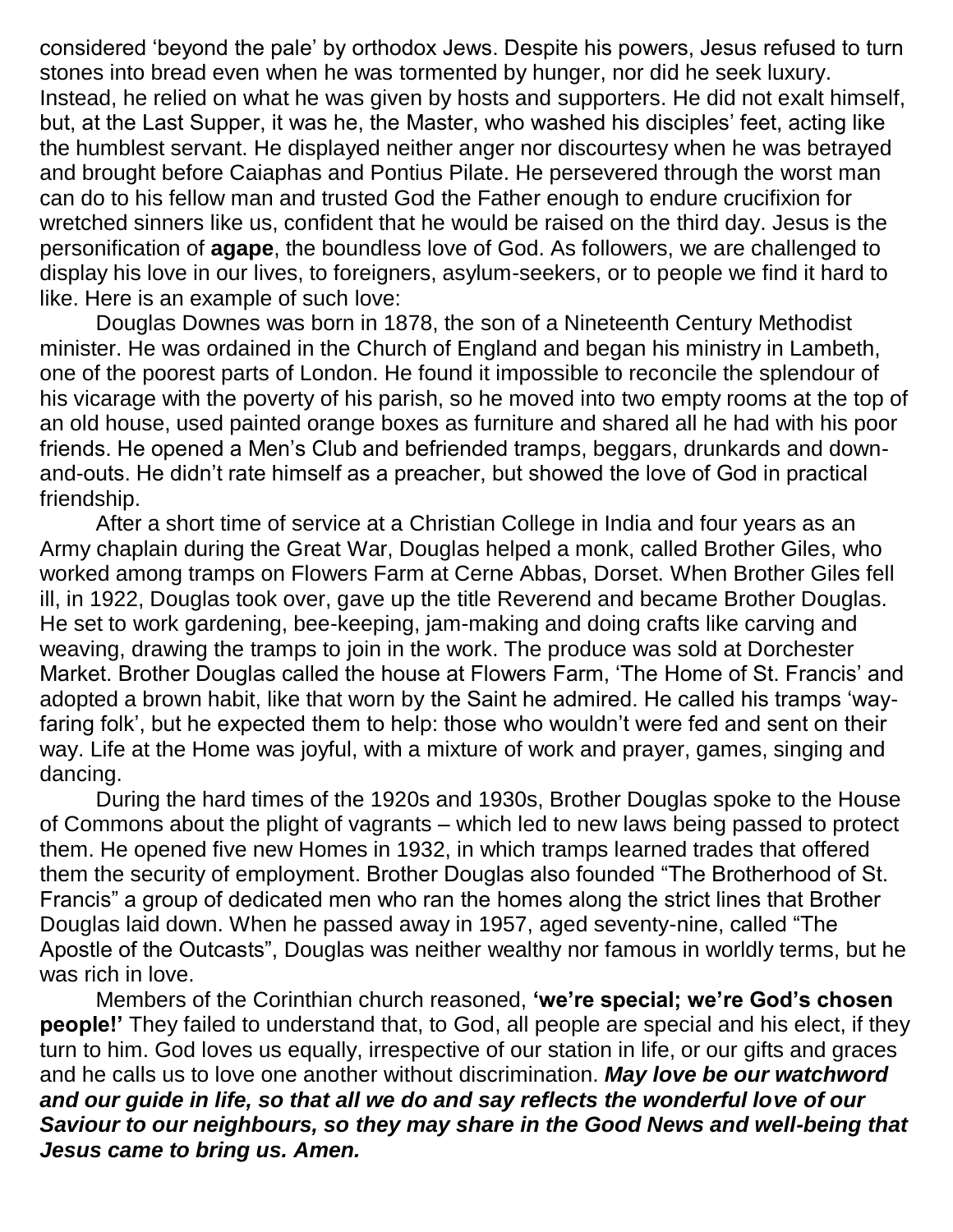considered 'beyond the pale' by orthodox Jews. Despite his powers, Jesus refused to turn stones into bread even when he was tormented by hunger, nor did he seek luxury. Instead, he relied on what he was given by hosts and supporters. He did not exalt himself, but, at the Last Supper, it was he, the Master, who washed his disciples' feet, acting like the humblest servant. He displayed neither anger nor discourtesy when he was betrayed and brought before Caiaphas and Pontius Pilate. He persevered through the worst man can do to his fellow man and trusted God the Father enough to endure crucifixion for wretched sinners like us, confident that he would be raised on the third day. Jesus is the personification of **agape**, the boundless love of God. As followers, we are challenged to display his love in our lives, to foreigners, asylum-seekers, or to people we find it hard to like. Here is an example of such love:

Douglas Downes was born in 1878, the son of a Nineteenth Century Methodist minister. He was ordained in the Church of England and began his ministry in Lambeth, one of the poorest parts of London. He found it impossible to reconcile the splendour of his vicarage with the poverty of his parish, so he moved into two empty rooms at the top of an old house, used painted orange boxes as furniture and shared all he had with his poor friends. He opened a Men's Club and befriended tramps, beggars, drunkards and down-and-outs. He didn't rate himself as a preacher, but showed the love of God in practical friendship.

After a short time of service at a Christian College in India and four years as an Army chaplain during the Great War, Douglas helped a monk, called Brother Giles, who worked among tramps on Flowers Farm at Cerne Abbas, Dorset. When Brother Giles fell ill, in 1922, Douglas took over, gave up the title Reverend and became Brother Douglas. He set to work gardening, bee-keeping, jam-making and doing crafts like carving and weaving, drawing the tramps to join in the work. The produce was sold at Dorchester Market. Brother Douglas called the house at Flowers Farm, 'The Home of St. Francis' and adopted a brown habit, like that worn by the Saint he admired. He called his tramps 'way-faring folk', but he expected them to help: those who wouldn't were fed and sent on their way. Life at the Home was joyful, with a mixture of work and prayer, games, singing and dancing.

During the hard times of the 1920s and 1930s, Brother Douglas spoke to the House of Commons about the plight of vagrants – which led to new laws being passed to protect them. He opened five new Homes in 1932, in which tramps learned trades that offered them the security of employment. Brother Douglas also founded "The Brotherhood of St. Francis" a group of dedicated men who ran the homes along the strict lines that Brother Douglas laid down. When he passed away in 1957, aged seventy-nine, called "The Apostle of the Outcasts", Douglas was neither wealthy nor famous in worldly terms, but he was rich in love.

Members of the Corinthian church reasoned, **'we're special; we're God's chosen people!'** They failed to understand that, to God, all people are special and his elect, if they turn to him. God loves us equally, irrespective of our station in life, or our gifts and graces and he calls us to love one another without discrimination. ***May love be our watchword and our guide in life, so that all we do and say reflects the wonderful love of our Saviour to our neighbours, so they may share in the Good News and well-being that Jesus came to bring us. Amen.***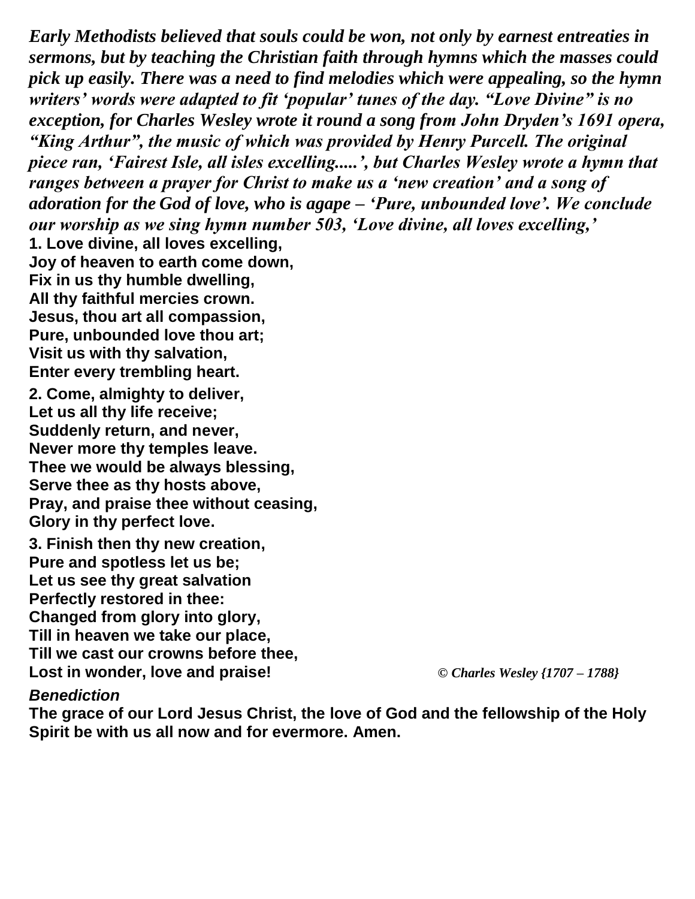***Early Methodists believed that souls could be won, not only by earnest entreaties in sermons, but by teaching the Christian faith through hymns which the masses could pick up easily. There was a need to find melodies which were appealing, so the hymn writers' words were adapted to fit 'popular' tunes of the day. "Love Divine" is no exception, for Charles Wesley wrote it round a song from John Dryden's 1691 opera, "King Arthur", the music of which was provided by Henry Purcell. The original piece ran, 'Fairest Isle, all isles excelling.....', but Charles Wesley wrote a hymn that ranges between a prayer for Christ to make us a 'new creation' and a song of adoration for the God of love, who is agape – 'Pure, unbounded love'. We conclude our worship as we sing hymn number 503, 'Love divine, all loves excelling,'***

**1. Love divine, all loves excelling,**
**Joy of heaven to earth come down,**
**Fix in us thy humble dwelling,**
**All thy faithful mercies crown.**
**Jesus, thou art all compassion,**
**Pure, unbounded love thou art;**
**Visit us with thy salvation,**
**Enter every trembling heart.**

**2. Come, almighty to deliver,**
**Let us all thy life receive;**
**Suddenly return, and never,**
**Never more thy temples leave.**
**Thee we would be always blessing,**
**Serve thee as thy hosts above,**
**Pray, and praise thee without ceasing,**
**Glory in thy perfect love.**

**3. Finish then thy new creation,**
**Pure and spotless let us be;**
**Let us see thy great salvation**
**Perfectly restored in thee:**
**Changed from glory into glory,**
**Till in heaven we take our place,**
**Till we cast our crowns before thee,**
**Lost in wonder, love and praise!**

*© Charles Wesley {1707 – 1788}*

***Benediction***

**The grace of our Lord Jesus Christ, the love of God and the fellowship of the Holy Spirit be with us all now and for evermore. Amen.**